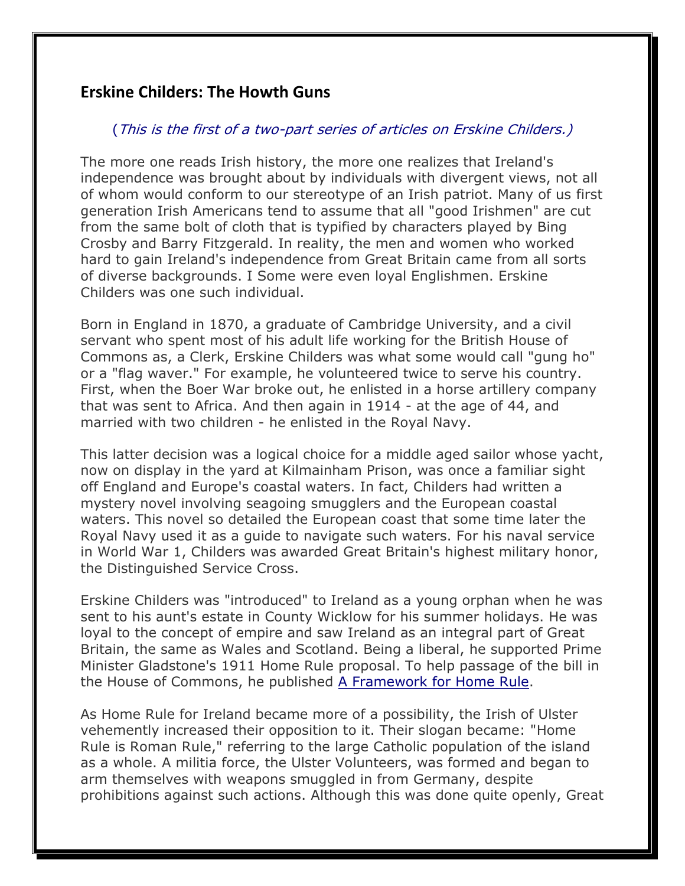## Erskine Childers: The Howth Guns

(*This is the first of a two-part series of articles on Erskine Childers.)*

The more one reads Irish history, the more one realizes that Ireland's independence was brought about by individuals with divergent views, not all of whom would conform to our stereotype of an Irish patriot. Many of us first generation Irish Americans tend to assume that all "good Irishmen" are cut from the same bolt of cloth that is typified by characters played by Bing Crosby and Barry Fitzgerald. In reality, the men and women who worked hard to gain Ireland's independence from Great Britain came from all sorts of diverse backgrounds. I Some were even loyal Englishmen. Erskine Childers was one such individual.

Born in England in 1870, a graduate of Cambridge University, and a civil servant who spent most of his adult life working for the British House of Commons as, a Clerk, Erskine Childers was what some would call "gung ho" or a "flag waver." For example, he volunteered twice to serve his country. First, when the Boer War broke out, he enlisted in a horse artillery company that was sent to Africa. And then again in 1914 - at the age of 44, and married with two children - he enlisted in the Royal Navy.

This latter decision was a logical choice for a middle aged sailor whose yacht, now on display in the yard at Kilmainham Prison, was once a familiar sight off England and Europe's coastal waters. In fact, Childers had written a mystery novel involving seagoing smugglers and the European coastal waters. This novel so detailed the European coast that some time later the Royal Navy used it as a guide to navigate such waters. For his naval service in World War 1, Childers was awarded Great Britain's highest military honor, the Distinguished Service Cross.

Erskine Childers was "introduced" to Ireland as a young orphan when he was sent to his aunt's estate in County Wicklow for his summer holidays. He was loyal to the concept of empire and saw Ireland as an integral part of Great Britain, the same as Wales and Scotland. Being a liberal, he supported Prime Minister Gladstone's 1911 Home Rule proposal. To help passage of the bill in the House of Commons, he published A Framework for Home Rule.

As Home Rule for Ireland became more of a possibility, the Irish of Ulster vehemently increased their opposition to it. Their slogan became: "Home Rule is Roman Rule," referring to the large Catholic population of the island as a whole. A militia force, the Ulster Volunteers, was formed and began to arm themselves with weapons smuggled in from Germany, despite prohibitions against such actions. Although this was done quite openly, Great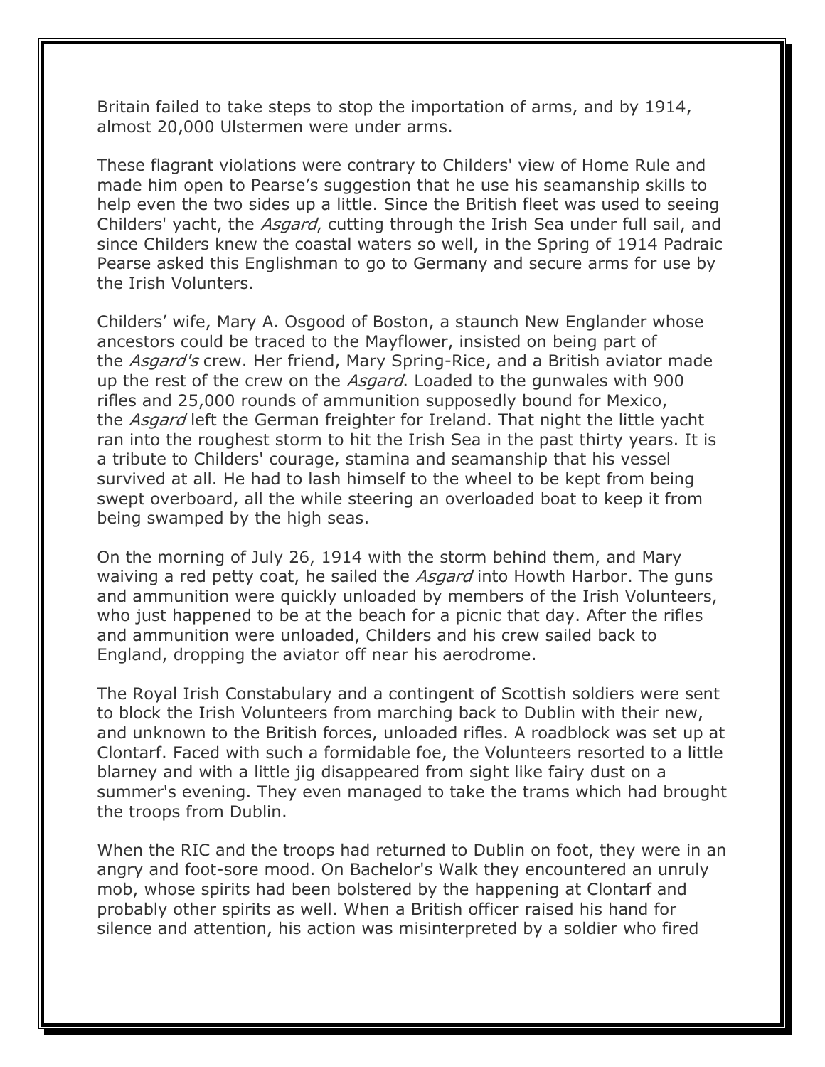Britain failed to take steps to stop the importation of arms, and by 1914, almost 20,000 Ulstermen were under arms.

These flagrant violations were contrary to Childers' view of Home Rule and made him open to Pearse's suggestion that he use his seamanship skills to help even the two sides up a little. Since the British fleet was used to seeing Childers' yacht, the *Asgard*, cutting through the Irish Sea under full sail, and since Childers knew the coastal waters so well, in the Spring of 1914 Padraic Pearse asked this Englishman to go to Germany and secure arms for use by the Irish Volunters.

Childers' wife, Mary A. Osgood of Boston, a staunch New Englander whose ancestors could be traced to the Mayflower, insisted on being part of the *Asgard's* crew. Her friend, Mary Spring-Rice, and a British aviator made up the rest of the crew on the *Asgard*. Loaded to the gunwales with 900 rifles and 25,000 rounds of ammunition supposedly bound for Mexico, the *Asgard* left the German freighter for Ireland. That night the little yacht ran into the roughest storm to hit the Irish Sea in the past thirty years. It is a tribute to Childers' courage, stamina and seamanship that his vessel survived at all. He had to lash himself to the wheel to be kept from being swept overboard, all the while steering an overloaded boat to keep it from being swamped by the high seas.

On the morning of July 26, 1914 with the storm behind them, and Mary waiving a red petty coat, he sailed the *Asgard* into Howth Harbor. The guns and ammunition were quickly unloaded by members of the Irish Volunteeers, who just happened to be at the beach for a picnic that day. After the rifles and ammunition were unloaded, Childers and his crew sailed back to England, dropping the aviator off near his aerodrome.

The Royal Irish Constabulary and a contingent of Scottish soldiers were sent to block the Irish Volunteers from marching back to Dublin with their new, and unknown to the British forces, unloaded rifles. A roadblock was set up at Clontarf. Faced with such a formidable foe, the Volunteers resorted to a little blarney and with a little jig disappeared from sight like fairy dust on a summer's evening. They even managed to take the trams which had brought the troops from Dublin.

When the RIC and the troops had returned to Dublin on foot, they were in an angry and foot-sore mood. On Bachelor's Walk they encountered an unruly mob, whose spirits had been bolstered by the happening at Clontarf and probably other spirits as well. When a British officer raised his hand for silence and attention, his action was misinterpreted by a soldier who fired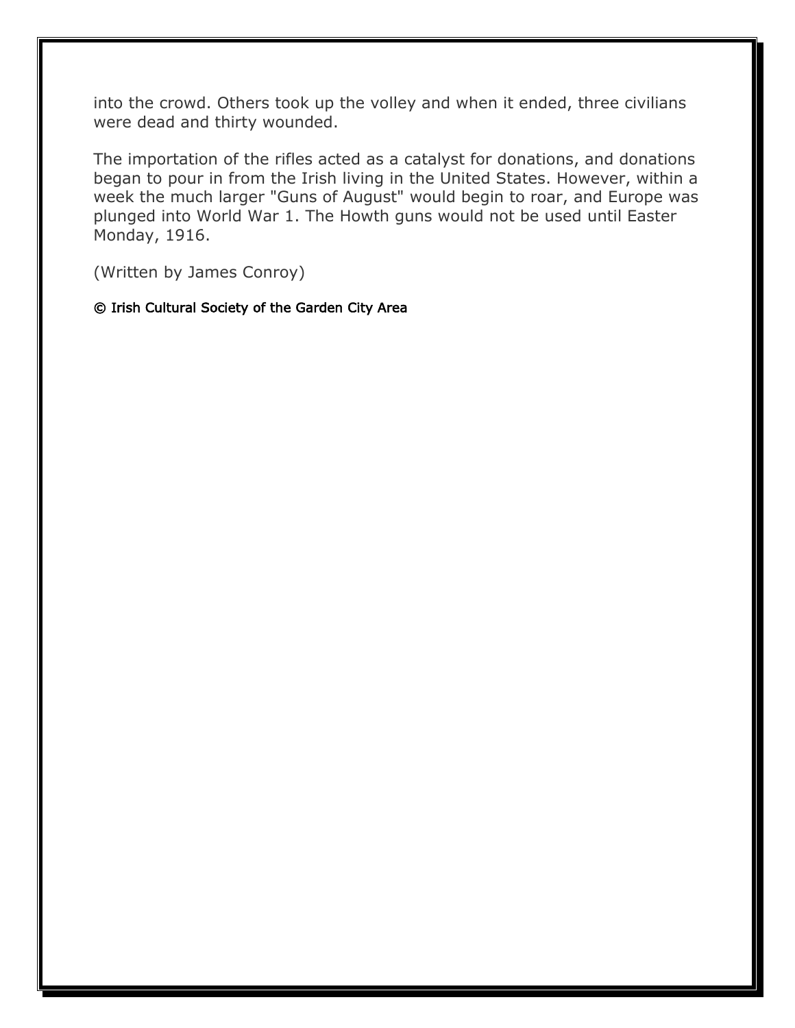into the crowd. Others took up the volley and when it ended, three civilians were dead and thirty wounded.

The importation of the rifles acted as a catalyst for donations, and donations began to pour in from the Irish living in the United States. However, within a week the much larger "Guns of August" would begin to roar, and Europe was plunged into World War 1. The Howth guns would not be used until Easter Monday, 1916.

(Written by James Conroy)

© Irish Cultural Society of the Garden City Area